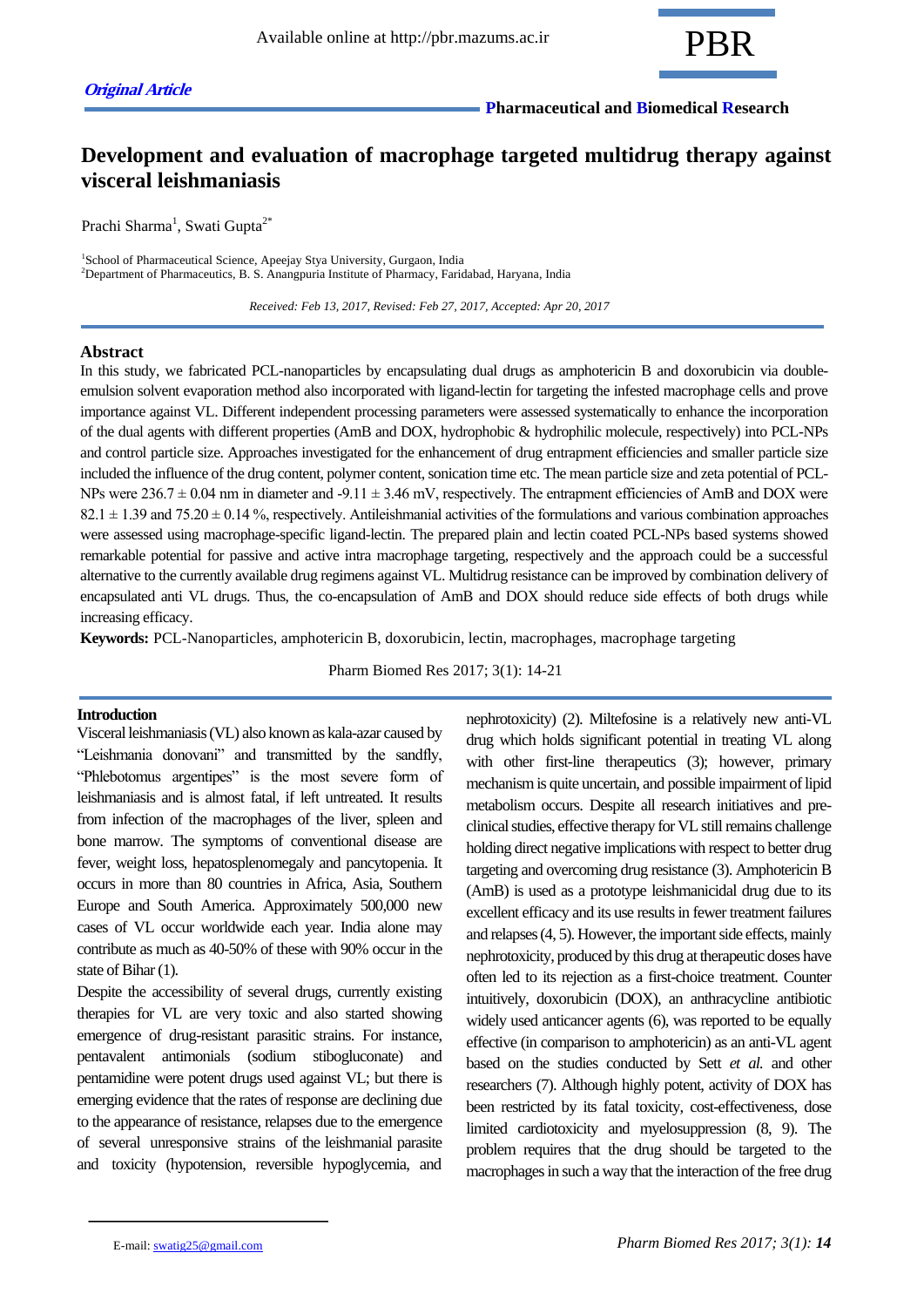*Original Article*

# Development and evaluation of macrophage targeted multidrug therapy against visceral leishmaniasis

Prachi Sharma[1], Swati Gupta[2*]

[1]School of Pharmaceutical Science, Apeejay Stya University, Gurgaon, India
[2]Department of Pharmaceutics, B. S. Anangpuria Institute of Pharmacy, Faridabad, Haryana, India

*Received: Feb 13, 2017, Revised: Feb 27, 2017, Accepted: Apr 20, 2017*

## Abstract

In this study, we fabricated PCL-nanoparticles by encapsulating dual drugs as amphotericin B and doxorubicin via double-emulsion solvent evaporation method also incorporated with ligand-lectin for targeting the infested macrophage cells and prove importance against VL. Different independent processing parameters were assessed systematically to enhance the incorporation of the dual agents with different properties (AmB and DOX, hydrophobic & hydrophilic molecule, respectively) into PCL-NPs and control particle size. Approaches investigated for the enhancement of drug entrapment efficiencies and smaller particle size included the influence of the drug content, polymer content, sonication time etc. The mean particle size and zeta potential of PCL-NPs were 236.7 ± 0.04 nm in diameter and -9.11 ± 3.46 mV, respectively. The entrapment efficiencies of AmB and DOX were 82.1 ± 1.39 and 75.20 ± 0.14 %, respectively. Antileishmanial activities of the formulations and various combination approaches were assessed using macrophage-specific ligand-lectin. The prepared plain and lectin coated PCL-NPs based systems showed remarkable potential for passive and active intra macrophage targeting, respectively and the approach could be a successful alternative to the currently available drug regimens against VL. Multidrug resistance can be improved by combination delivery of encapsulated anti VL drugs. Thus, the co-encapsulation of AmB and DOX should reduce side effects of both drugs while increasing efficacy.

**Keywords:** PCL-Nanoparticles, amphotericin B, doxorubicin, lectin, macrophages, macrophage targeting

Pharm Biomed Res 2017; 3(1): 14-21

## Introduction

Visceral leishmaniasis (VL) also known as kala-azar caused by "Leishmania donovani" and transmitted by the sandfly, "Phlebotomus argentipes" is the most severe form of leishmaniasis and is almost fatal, if left untreated. It results from infection of the macrophages of the liver, spleen and bone marrow. The symptoms of conventional disease are fever, weight loss, hepatosplenomegaly and pancytopenia. It occurs in more than 80 countries in Africa, Asia, Southern Europe and South America. Approximately 500,000 new cases of VL occur worldwide each year. India alone may contribute as much as 40-50% of these with 90% occur in the state of Bihar (1).

Despite the accessibility of several drugs, currently existing therapies for VL are very toxic and also started showing emergence of drug-resistant parasitic strains. For instance, pentavalent antimonials (sodium stibogluconate) and pentamidine were potent drugs used against VL; but there is emerging evidence that the rates of response are declining due to the appearance of resistance, relapses due to the emergence of several unresponsive strains of the leishmanial parasite and toxicity (hypotension, reversible hypoglycemia, and nephrotoxicity) (2). Miltefosine is a relatively new anti-VL drug which holds significant potential in treating VL along with other first-line therapeutics (3); however, primary mechanism is quite uncertain, and possible impairment of lipid metabolism occurs. Despite all research initiatives and pre-clinical studies, effective therapy for VL still remains challenge holding direct negative implications with respect to better drug targeting and overcoming drug resistance (3). Amphotericin B (AmB) is used as a prototype leishmanicidal drug due to its excellent efficacy and its use results in fewer treatment failures and relapses (4, 5). However, the important side effects, mainly nephrotoxicity, produced by this drug at therapeutic doses have often led to its rejection as a first-choice treatment. Counter intuitively, doxorubicin (DOX), an anthracycline antibiotic widely used anticancer agents (6), was reported to be equally effective (in comparison to amphotericin) as an anti-VL agent based on the studies conducted by Sett *et al.* and other researchers (7). Although highly potent, activity of DOX has been restricted by its fatal toxicity, cost-effectiveness, dose limited cardiotoxicity and myelosuppression (8, 9). The problem requires that the drug should be targeted to the macrophages in such a way that the interaction of the free drug

E-mail: swatig25@gmail.com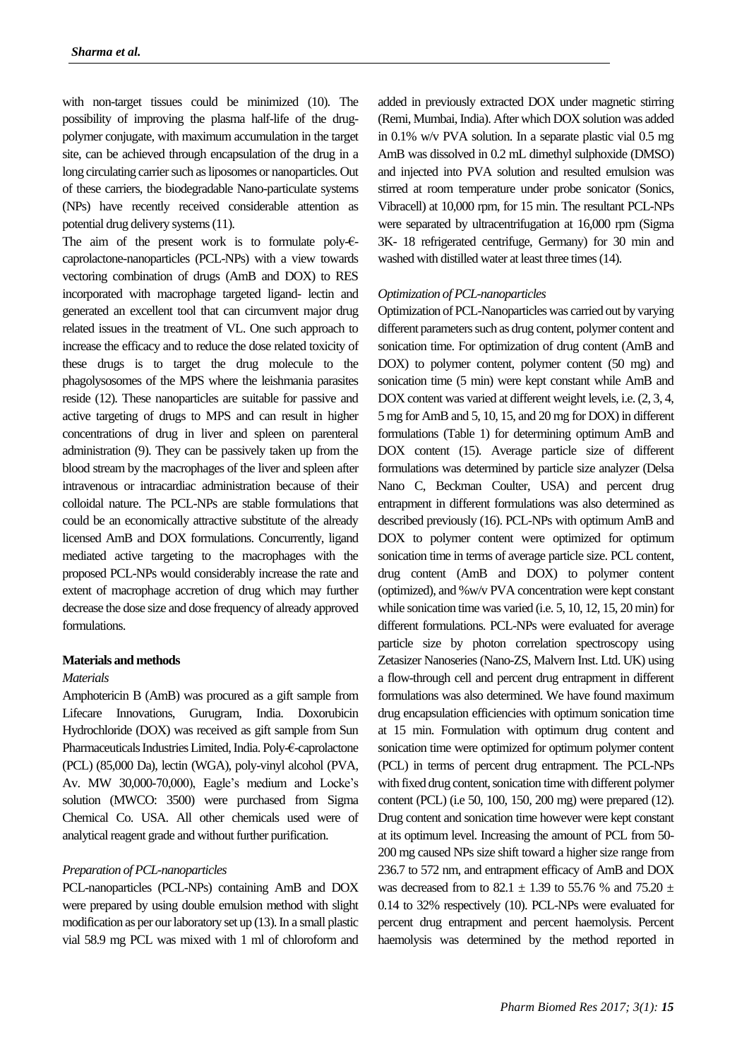with non-target tissues could be minimized (10). The possibility of improving the plasma half-life of the drug-polymer conjugate, with maximum accumulation in the target site, can be achieved through encapsulation of the drug in a long circulating carrier such as liposomes or nanoparticles. Out of these carriers, the biodegradable Nano-particulate systems (NPs) have recently received considerable attention as potential drug delivery systems (11).

The aim of the present work is to formulate poly-€-caprolactone-nanoparticles (PCL-NPs) with a view towards vectoring combination of drugs (AmB and DOX) to RES incorporated with macrophage targeted ligand- lectin and generated an excellent tool that can circumvent major drug related issues in the treatment of VL. One such approach to increase the efficacy and to reduce the dose related toxicity of these drugs is to target the drug molecule to the phagolysosomes of the MPS where the leishmania parasites reside (12). These nanoparticles are suitable for passive and active targeting of drugs to MPS and can result in higher concentrations of drug in liver and spleen on parenteral administration (9). They can be passively taken up from the blood stream by the macrophages of the liver and spleen after intravenous or intracardiac administration because of their colloidal nature. The PCL-NPs are stable formulations that could be an economically attractive substitute of the already licensed AmB and DOX formulations. Concurrently, ligand mediated active targeting to the macrophages with the proposed PCL-NPs would considerably increase the rate and extent of macrophage accretion of drug which may further decrease the dose size and dose frequency of already approved formulations.

## Materials and methods

### *Materials*

Amphotericin B (AmB) was procured as a gift sample from Lifecare Innovations, Gurugram, India. Doxorubicin Hydrochloride (DOX) was received as gift sample from Sun Pharmaceuticals Industries Limited, India. Poly-€-caprolactone (PCL) (85,000 Da), lectin (WGA), poly-vinyl alcohol (PVA, Av. MW 30,000-70,000), Eagle's medium and Locke's solution (MWCO: 3500) were purchased from Sigma Chemical Co. USA. All other chemicals used were of analytical reagent grade and without further purification.

### *Preparation of PCL-nanoparticles*

PCL-nanoparticles (PCL-NPs) containing AmB and DOX were prepared by using double emulsion method with slight modification as per our laboratory set up (13). In a small plastic vial 58.9 mg PCL was mixed with 1 ml of chloroform and added in previously extracted DOX under magnetic stirring (Remi, Mumbai, India). After which DOX solution was added in 0.1% w/v PVA solution. In a separate plastic vial 0.5 mg AmB was dissolved in 0.2 mL dimethyl sulphoxide (DMSO) and injected into PVA solution and resulted emulsion was stirred at room temperature under probe sonicator (Sonics, Vibracell) at 10,000 rpm, for 15 min. The resultant PCL-NPs were separated by ultracentrifugation at 16,000 rpm (Sigma 3K- 18 refrigerated centrifuge, Germany) for 30 min and washed with distilled water at least three times (14).

### *Optimization of PCL-nanoparticles*

Optimization of PCL-Nanoparticles was carried out by varying different parameters such as drug content, polymer content and sonication time. For optimization of drug content (AmB and DOX) to polymer content, polymer content (50 mg) and sonication time (5 min) were kept constant while AmB and DOX content was varied at different weight levels, i.e. (2, 3, 4, 5 mg for AmB and 5, 10, 15, and 20 mg for DOX) in different formulations (Table 1) for determining optimum AmB and DOX content (15). Average particle size of different formulations was determined by particle size analyzer (Delsa Nano C, Beckman Coulter, USA) and percent drug entrapment in different formulations was also determined as described previously (16). PCL-NPs with optimum AmB and DOX to polymer content were optimized for optimum sonication time in terms of average particle size. PCL content, drug content (AmB and DOX) to polymer content (optimized), and %w/v PVA concentration were kept constant while sonication time was varied (i.e. 5, 10, 12, 15, 20 min) for different formulations. PCL-NPs were evaluated for average particle size by photon correlation spectroscopy using Zetasizer Nanoseries (Nano-ZS, Malvern Inst. Ltd. UK) using a flow-through cell and percent drug entrapment in different formulations was also determined. We have found maximum drug encapsulation efficiencies with optimum sonication time at 15 min. Formulation with optimum drug content and sonication time were optimized for optimum polymer content (PCL) in terms of percent drug entrapment. The PCL-NPs with fixed drug content, sonication time with different polymer content (PCL) (i.e 50, 100, 150, 200 mg) were prepared (12). Drug content and sonication time however were kept constant at its optimum level. Increasing the amount of PCL from 50-200 mg caused NPs size shift toward a higher size range from 236.7 to 572 nm, and entrapment efficacy of AmB and DOX was decreased from to 82.1 ± 1.39 to 55.76 % and 75.20 ± 0.14 to 32% respectively (10). PCL-NPs were evaluated for percent drug entrapment and percent haemolysis. Percent haemolysis was determined by the method reported in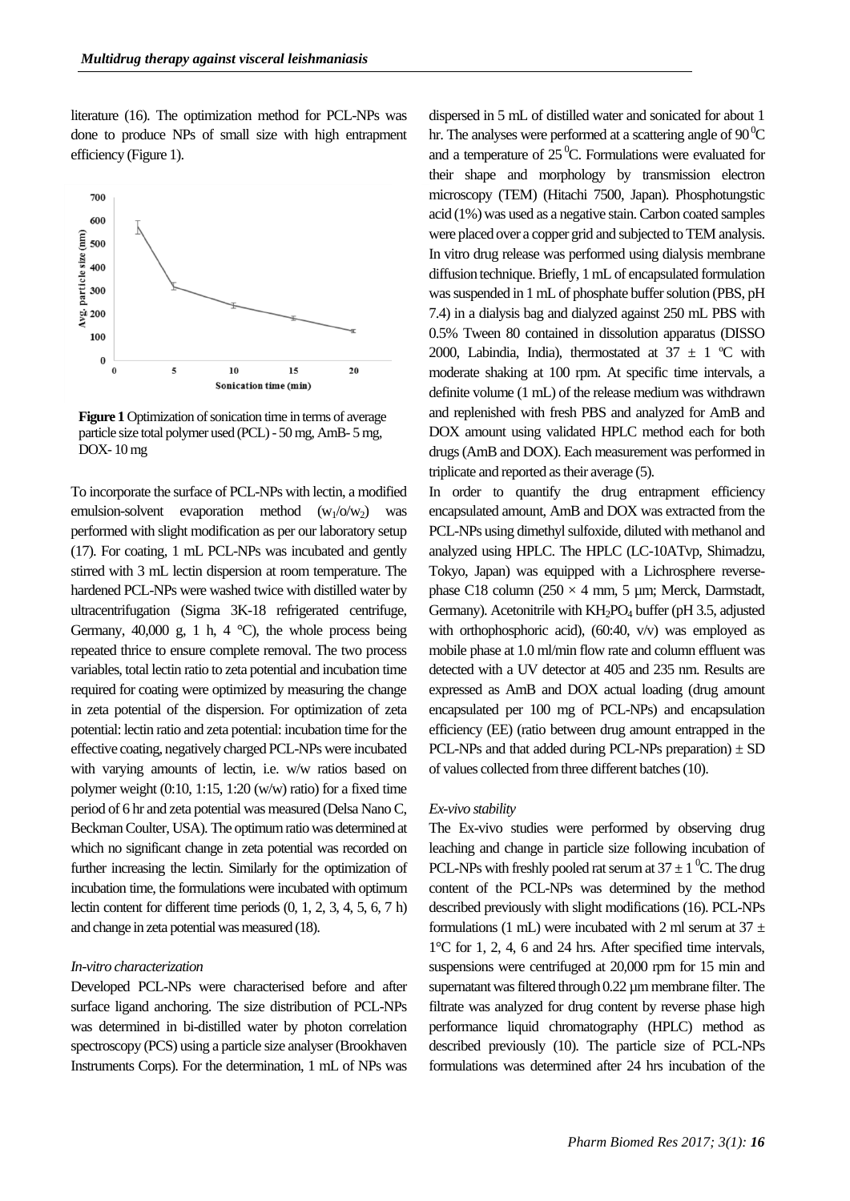literature (16). The optimization method for PCL-NPs was done to produce NPs of small size with high entrapment efficiency (Figure 1).

**Figure 1** Optimization of sonication time in terms of average particle size total polymer used (PCL) - 50 mg, AmB- 5 mg, DOX- 10 mg

To incorporate the surface of PCL-NPs with lectin, a modified emulsion-solvent evaporation method ($w_1/o/w_2$) was performed with slight modification as per our laboratory setup (17). For coating, 1 mL PCL-NPs was incubated and gently stirred with 3 mL lectin dispersion at room temperature. The hardened PCL-NPs were washed twice with distilled water by ultracentrifugation (Sigma 3K-18 refrigerated centrifuge, Germany, 40,000 g, 1 h, 4 °C), the whole process being repeated thrice to ensure complete removal. The two process variables, total lectin ratio to zeta potential and incubation time required for coating were optimized by measuring the change in zeta potential of the dispersion. For optimization of zeta potential: lectin ratio and zeta potential: incubation time for the effective coating, negatively charged PCL-NPs were incubated with varying amounts of lectin, i.e. w/w ratios based on polymer weight (0:10, 1:15, 1:20 (w/w) ratio) for a fixed time period of 6 hr and zeta potential was measured (Delsa Nano C, Beckman Coulter, USA). The optimum ratio was determined at which no significant change in zeta potential was recorded on further increasing the lectin. Similarly for the optimization of incubation time, the formulations were incubated with optimum lectin content for different time periods (0, 1, 2, 3, 4, 5, 6, 7 h) and change in zeta potential was measured (18).

### *In-vitro characterization*

Developed PCL-NPs were characterised before and after surface ligand anchoring. The size distribution of PCL-NPs was determined in bi-distilled water by photon correlation spectroscopy (PCS) using a particle size analyser (Brookhaven Instruments Corps). For the determination, 1 mL of NPs was dispersed in 5 mL of distilled water and sonicated for about 1 hr. The analyses were performed at a scattering angle of 90 $^0$C and a temperature of 25 $^0$C. Formulations were evaluated for their shape and morphology by transmission electron microscopy (TEM) (Hitachi 7500, Japan). Phosphotungstic acid (1%) was used as a negative stain. Carbon coated samples were placed over a copper grid and subjected to TEM analysis. In vitro drug release was performed using dialysis membrane diffusion technique. Briefly, 1 mL of encapsulated formulation was suspended in 1 mL of phosphate buffer solution (PBS, pH 7.4) in a dialysis bag and dialyzed against 250 mL PBS with 0.5% Tween 80 contained in dissolution apparatus (DISSO 2000, Labindia, India), thermostated at 37 ± 1 ºC with moderate shaking at 100 rpm. At specific time intervals, a definite volume (1 mL) of the release medium was withdrawn and replenished with fresh PBS and analyzed for AmB and DOX amount using validated HPLC method each for both drugs (AmB and DOX). Each measurement was performed in triplicate and reported as their average (5).

In order to quantify the drug entrapment efficiency encapsulated amount, AmB and DOX was extracted from the PCL-NPs using dimethyl sulfoxide, diluted with methanol and analyzed using HPLC. The HPLC (LC-10ATvp, Shimadzu, Tokyo, Japan) was equipped with a Lichrosphere reverse-phase C18 column (250 × 4 mm, 5 µm; Merck, Darmstadt, Germany). Acetonitrile with $KH_2PO_4$ buffer (pH 3.5, adjusted with orthophosphoric acid), (60:40, v/v) was employed as mobile phase at 1.0 ml/min flow rate and column effluent was detected with a UV detector at 405 and 235 nm. Results are expressed as AmB and DOX actual loading (drug amount encapsulated per 100 mg of PCL-NPs) and encapsulation efficiency (EE) (ratio between drug amount entrapped in the PCL-NPs and that added during PCL-NPs preparation) ± SD of values collected from three different batches (10).

### *Ex-vivo stability*

The Ex-vivo studies were performed by observing drug leaching and change in particle size following incubation of PCL-NPs with freshly pooled rat serum at 37 ± 1 $^0$C. The drug content of the PCL-NPs was determined by the method described previously with slight modifications (16). PCL-NPs formulations (1 mL) were incubated with 2 ml serum at 37 ± 1°C for 1, 2, 4, 6 and 24 hrs. After specified time intervals, suspensions were centrifuged at 20,000 rpm for 15 min and supernatant was filtered through 0.22 µm membrane filter. The filtrate was analyzed for drug content by reverse phase high performance liquid chromatography (HPLC) method as described previously (10). The particle size of PCL-NPs formulations was determined after 24 hrs incubation of the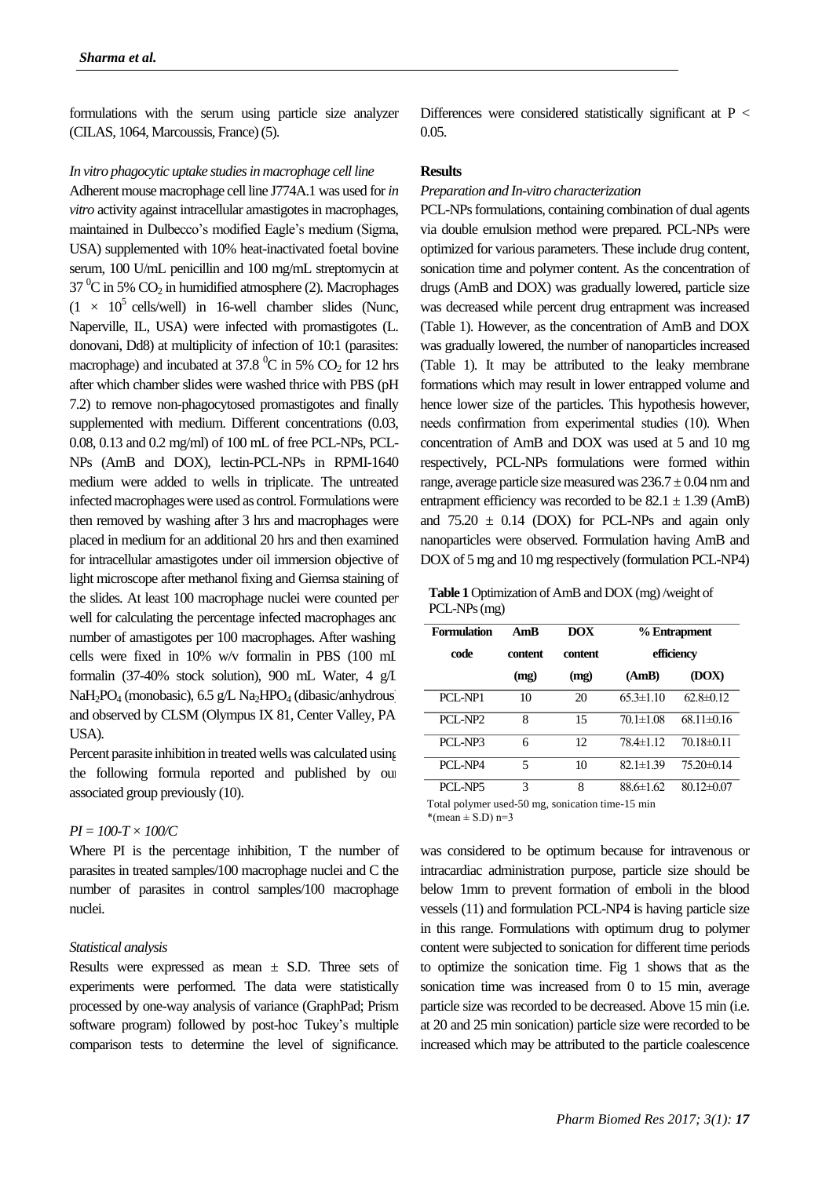formulations with the serum using particle size analyzer (CILAS, 1064, Marcoussis, France) (5).

*In vitro phagocytic uptake studies in macrophage cell line*

Adherent mouse macrophage cell line J774A.1 was used for *in vitro* activity against intracellular amastigotes in macrophages, maintained in Dulbecco's modified Eagle's medium (Sigma, USA) supplemented with 10% heat-inactivated foetal bovine serum, 100 U/mL penicillin and 100 mg/mL streptomycin at 37 $^0$C in 5% $CO_2$ in humidified atmosphere (2). Macrophages ($1 \times 10^5$ cells/well) in 16-well chamber slides (Nunc, Naperville, IL, USA) were infected with promastigotes (L. donovani, Dd8) at multiplicity of infection of 10:1 (parasites: macrophage) and incubated at 37.8 $^0$C in 5% $CO_2$ for 12 hrs after which chamber slides were washed thrice with PBS (pH 7.2) to remove non-phagocytosed promastigotes and finally supplemented with medium. Different concentrations (0.03, 0.08, 0.13 and 0.2 mg/ml) of 100 mL of free PCL-NPs, PCL-NPs (AmB and DOX), lectin-PCL-NPs in RPMI-1640 medium were added to wells in triplicate. The untreated infected macrophages were used as control. Formulations were then removed by washing after 3 hrs and macrophages were placed in medium for an additional 20 hrs and then examined for intracellular amastigotes under oil immersion objective of light microscope after methanol fixing and Giemsa staining of the slides. At least 100 macrophage nuclei were counted per well for calculating the percentage infected macrophages and number of amastigotes per 100 macrophages. After washing cells were fixed in 10% w/v formalin in PBS (100 mL formalin (37-40% stock solution), 900 mL Water, 4 g/L $NaH_2PO_4$ (monobasic), 6.5 g/L $Na_2HPO_4$ (dibasic/anhydrous) and observed by CLSM (Olympus IX 81, Center Valley, PA USA).

Percent parasite inhibition in treated wells was calculated using the following formula reported and published by our associated group previously (10).

$$PI = 100 - T \times 100/C$$

Where PI is the percentage inhibition, T the number of parasites in treated samples/100 macrophage nuclei and C the number of parasites in control samples/100 macrophage nuclei.

*Statistical analysis*

Results were expressed as mean ± S.D. Three sets of experiments were performed. The data were statistically processed by one-way analysis of variance (GraphPad; Prism software program) followed by post-hoc Tukey's multiple comparison tests to determine the level of significance. Differences were considered statistically significant at $P < 0.05$.

## Results

*Preparation and In-vitro characterization*

PCL-NPs formulations, containing combination of dual agents via double emulsion method were prepared. PCL-NPs were optimized for various parameters. These include drug content, sonication time and polymer content. As the concentration of drugs (AmB and DOX) was gradually lowered, particle size was decreased while percent drug entrapment was increased (Table 1). However, as the concentration of AmB and DOX was gradually lowered, the number of nanoparticles increased (Table 1). It may be attributed to the leaky membrane formations which may result in lower entrapped volume and hence lower size of the particles. This hypothesis however, needs confirmation from experimental studies (10). When concentration of AmB and DOX was used at 5 and 10 mg respectively, PCL-NPs formulations were formed within range, average particle size measured was 236.7 ± 0.04 nm and entrapment efficiency was recorded to be 82.1 ± 1.39 (AmB) and 75.20 ± 0.14 (DOX) for PCL-NPs and again only nanoparticles were observed. Formulation having AmB and DOX of 5 mg and 10 mg respectively (formulation PCL-NP4) was considered to be optimum because for intravenous or intracardiac administration purpose, particle size should be below 1mm to prevent formation of emboli in the blood vessels (11) and formulation PCL-NP4 is having particle size in this range. Formulations with optimum drug to polymer content were subjected to sonication for different time periods to optimize the sonication time. Fig 1 shows that as the sonication time was increased from 0 to 15 min, average particle size was recorded to be decreased. Above 15 min (i.e. at 20 and 25 min sonication) particle size were recorded to be increased which may be attributed to the particle coalescence

**Table 1** Optimization of AmB and DOX (mg) /weight of PCL-NPs (mg)

| Formulation code | AmB content (mg) | DOX content (mg) | % Entrapment efficiency | |
|---|---|---|---|---|
| | | | (AmB) | (DOX) |
| PCL-NP1 | 10 | 20 | 65.3±1.10 | 62.8±0.12 |
| PCL-NP2 | 8 | 15 | 70.1±1.08 | 68.11±0.16 |
| PCL-NP3 | 6 | 12 | 78.4±1.12 | 70.18±0.11 |
| PCL-NP4 | 5 | 10 | 82.1±1.39 | 75.20±0.14 |
| PCL-NP5 | 3 | 8 | 88.6±1.62 | 80.12±0.07 |

Total polymer used-50 mg, sonication time-15 min
*(mean ± S.D) n=3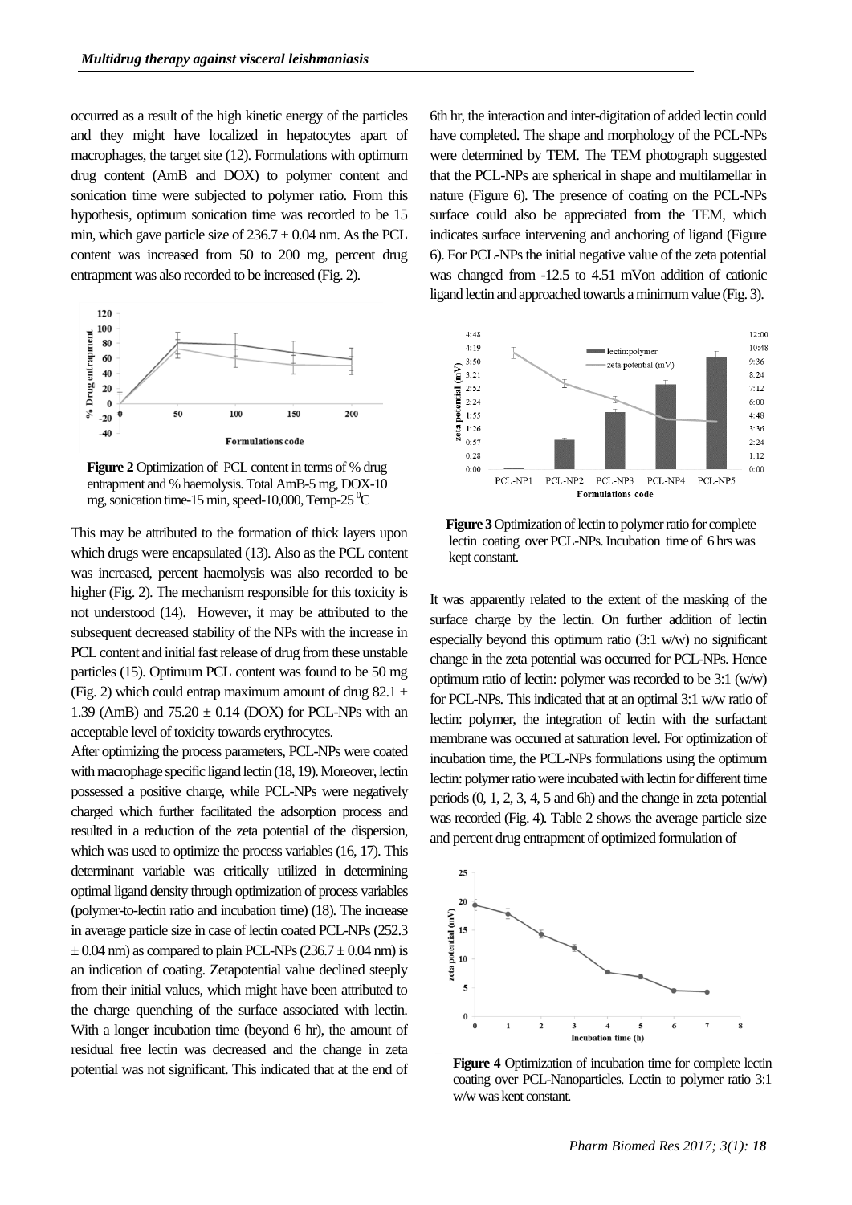occurred as a result of the high kinetic energy of the particles and they might have localized in hepatocytes apart of macrophages, the target site (12). Formulations with optimum drug content (AmB and DOX) to polymer content and sonication time were subjected to polymer ratio. From this hypothesis, optimum sonication time was recorded to be 15 min, which gave particle size of 236.7 ± 0.04 nm. As the PCL content was increased from 50 to 200 mg, percent drug entrapment was also recorded to be increased (Fig. 2).

**Figure 2** Optimization of PCL content in terms of % drug entrapment and % haemolysis. Total AmB-5 mg, DOX-10 mg, sonication time-15 min, speed-10,000, Temp-25 $^0$C

This may be attributed to the formation of thick layers upon which drugs were encapsulated (13). Also as the PCL content was increased, percent haemolysis was also recorded to be higher (Fig. 2). The mechanism responsible for this toxicity is not understood (14). However, it may be attributed to the subsequent decreased stability of the NPs with the increase in PCL content and initial fast release of drug from these unstable particles (15). Optimum PCL content was found to be 50 mg (Fig. 2) which could entrap maximum amount of drug 82.1 ± 1.39 (AmB) and 75.20 ± 0.14 (DOX) for PCL-NPs with an acceptable level of toxicity towards erythrocytes.

After optimizing the process parameters, PCL-NPs were coated with macrophage specific ligand lectin (18, 19). Moreover, lectin possessed a positive charge, while PCL-NPs were negatively charged which further facilitated the adsorption process and resulted in a reduction of the zeta potential of the dispersion, which was used to optimize the process variables (16, 17). This determinant variable was critically utilized in determining optimal ligand density through optimization of process variables (polymer-to-lectin ratio and incubation time) (18). The increase in average particle size in case of lectin coated PCL-NPs (252.3 ± 0.04 nm) as compared to plain PCL-NPs (236.7 ± 0.04 nm) is an indication of coating. Zetapotential value declined steeply from their initial values, which might have been attributed to the charge quenching of the surface associated with lectin. With a longer incubation time (beyond 6 hr), the amount of residual free lectin was decreased and the change in zeta potential was not significant. This indicated that at the end of 6th hr, the interaction and inter-digitation of added lectin could have completed. The shape and morphology of the PCL-NPs were determined by TEM. The TEM photograph suggested that the PCL-NPs are spherical in shape and multilamellar in nature (Figure 6). The presence of coating on the PCL-NPs surface could also be appreciated from the TEM, which indicates surface intervening and anchoring of ligand (Figure 6). For PCL-NPs the initial negative value of the zeta potential was changed from -12.5 to 4.51 mVon addition of cationic ligand lectin and approached towards a minimum value (Fig. 3).

**Figure 3** Optimization of lectin to polymer ratio for complete lectin coating over PCL-NPs. Incubation time of 6 hrs was kept constant.

It was apparently related to the extent of the masking of the surface charge by the lectin. On further addition of lectin especially beyond this optimum ratio (3:1 w/w) no significant change in the zeta potential was occurred for PCL-NPs. Hence optimum ratio of lectin: polymer was recorded to be 3:1 (w/w) for PCL-NPs. This indicated that at an optimal 3:1 w/w ratio of lectin: polymer, the integration of lectin with the surfactant membrane was occurred at saturation level. For optimization of incubation time, the PCL-NPs formulations using the optimum lectin: polymer ratio were incubated with lectin for different time periods (0, 1, 2, 3, 4, 5 and 6h) and the change in zeta potential was recorded (Fig. 4). Table 2 shows the average particle size and percent drug entrapment of optimized formulation of

**Figure 4** Optimization of incubation time for complete lectin coating over PCL-Nanoparticles. Lectin to polymer ratio 3:1 w/w was kept constant.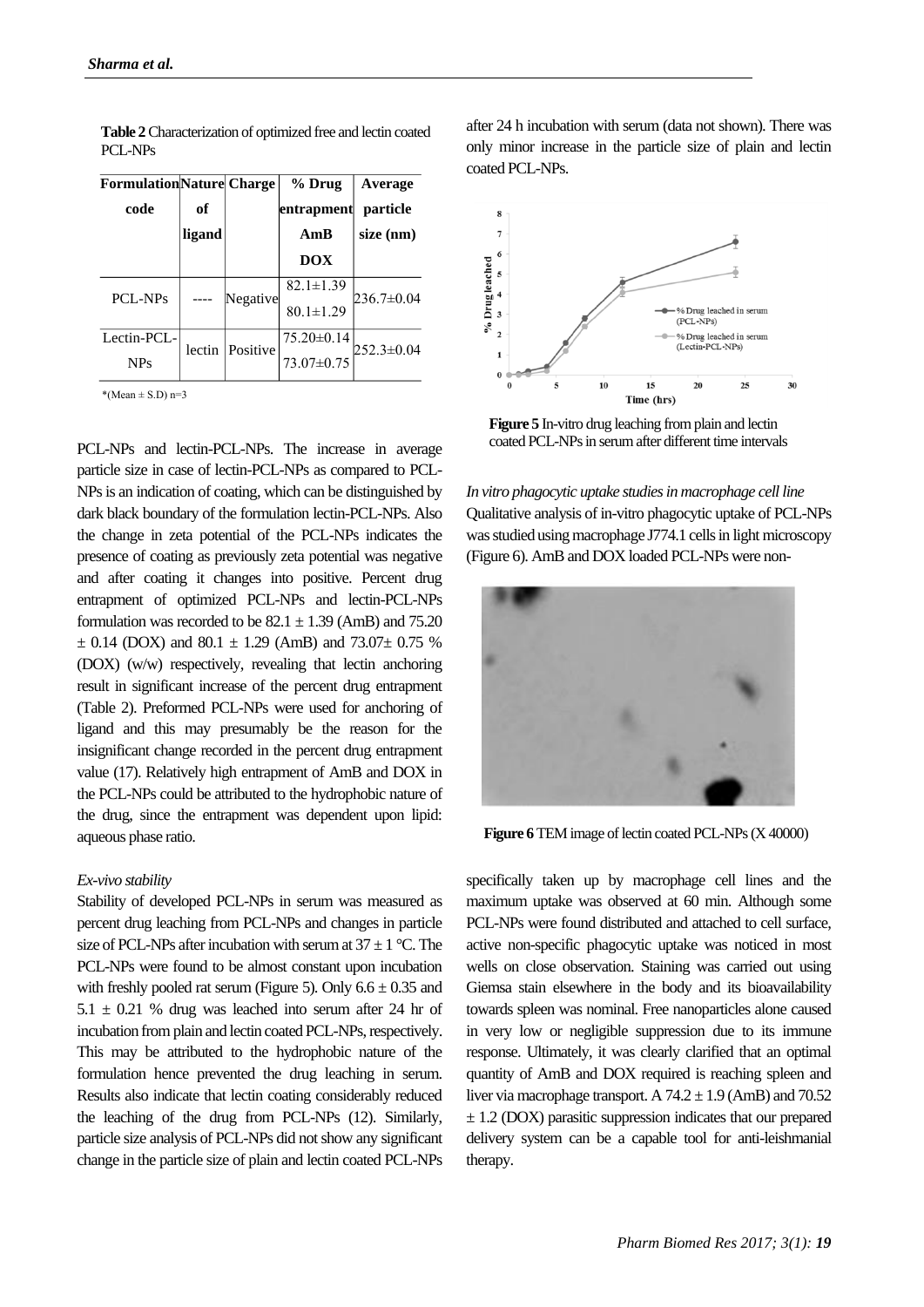**Table 2** Characterization of optimized free and lectin coated PCL-NPs

| Formulation code | Nature of ligand | Charge | % Drug entrapment AmB DOX | Average particle size (nm) |
|---|---|---|---|---|
| PCL-NPs | ---- | Negative | 82.1±1.39 80.1±1.29 | 236.7±0.04 |
| Lectin-PCL-NPs | lectin | Positive | 75.20±0.14 73.07±0.75 | 252.3±0.04 |

*(Mean ± S.D) n=3

PCL-NPs and lectin-PCL-NPs. The increase in average particle size in case of lectin-PCL-NPs as compared to PCL-NPs is an indication of coating, which can be distinguished by dark black boundary of the formulation lectin-PCL-NPs. Also the change in zeta potential of the PCL-NPs indicates the presence of coating as previously zeta potential was negative and after coating it changes into positive. Percent drug entrapment of optimized PCL-NPs and lectin-PCL-NPs formulation was recorded to be 82.1 ± 1.39 (AmB) and 75.20 ± 0.14 (DOX) and 80.1 ± 1.29 (AmB) and 73.07± 0.75 % (DOX) (w/w) respectively, revealing that lectin anchoring result in significant increase of the percent drug entrapment (Table 2). Preformed PCL-NPs were used for anchoring of ligand and this may presumably be the reason for the insignificant change recorded in the percent drug entrapment value (17). Relatively high entrapment of AmB and DOX in the PCL-NPs could be attributed to the hydrophobic nature of the drug, since the entrapment was dependent upon lipid: aqueous phase ratio.

*Ex-vivo stability*

Stability of developed PCL-NPs in serum was measured as percent drug leaching from PCL-NPs and changes in particle size of PCL-NPs after incubation with serum at 37 ± 1 °C. The PCL-NPs were found to be almost constant upon incubation with freshly pooled rat serum (Figure 5). Only 6.6 ± 0.35 and 5.1 ± 0.21 % drug was leached into serum after 24 hr of incubation from plain and lectin coated PCL-NPs, respectively. This may be attributed to the hydrophobic nature of the formulation hence prevented the drug leaching in serum. Results also indicate that lectin coating considerably reduced the leaching of the drug from PCL-NPs (12). Similarly, particle size analysis of PCL-NPs did not show any significant change in the particle size of plain and lectin coated PCL-NPs after 24 h incubation with serum (data not shown). There was only minor increase in the particle size of plain and lectin coated PCL-NPs.

**Figure 5** In-vitro drug leaching from plain and lectin coated PCL-NPs in serum after different time intervals

*In vitro phagocytic uptake studies in macrophage cell line*

Qualitative analysis of in-vitro phagocytic uptake of PCL-NPs was studied using macrophage J774.1 cells in light microscopy (Figure 6). AmB and DOX loaded PCL-NPs were non-specifically taken up by macrophage cell lines and the maximum uptake was observed at 60 min. Although some PCL-NPs were found distributed and attached to cell surface, active non-specific phagocytic uptake was noticed in most wells on close observation. Staining was carried out using Giemsa stain elsewhere in the body and its bioavailability towards spleen was nominal. Free nanoparticles alone caused in very low or negligible suppression due to its immune response. Ultimately, it was clearly clarified that an optimal quantity of AmB and DOX required is reaching spleen and liver via macrophage transport. A 74.2 ± 1.9 (AmB) and 70.52 ± 1.2 (DOX) parasitic suppression indicates that our prepared delivery system can be a capable tool for anti-leishmanial therapy.

**Figure 6** TEM image of lectin coated PCL-NPs (X 40000)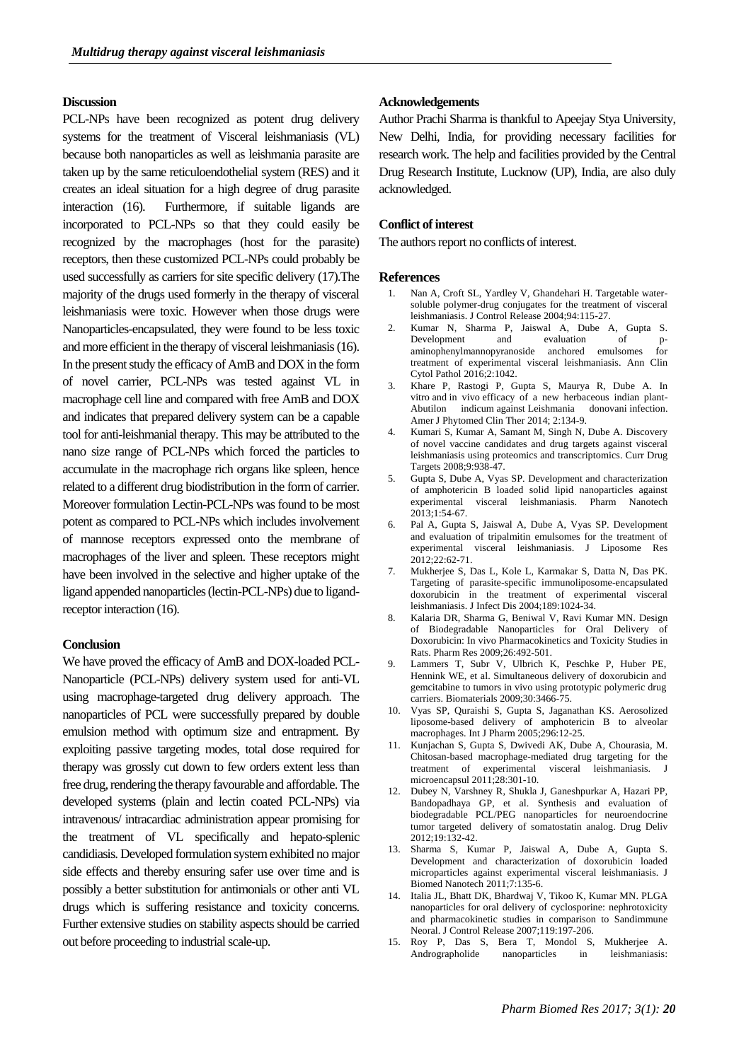## Discussion

PCL-NPs have been recognized as potent drug delivery systems for the treatment of Visceral leishmaniasis (VL) because both nanoparticles as well as leishmania parasite are taken up by the same reticuloendothelial system (RES) and it creates an ideal situation for a high degree of drug parasite interaction (16). Furthermore, if suitable ligands are incorporated to PCL-NPs so that they could easily be recognized by the macrophages (host for the parasite) receptors, then these customized PCL-NPs could probably be used successfully as carriers for site specific delivery (17).The majority of the drugs used formerly in the therapy of visceral leishmaniasis were toxic. However when those drugs were Nanoparticles-encapsulated, they were found to be less toxic and more efficient in the therapy of visceral leishmaniasis (16). In the present study the efficacy of AmB and DOX in the form of novel carrier, PCL-NPs was tested against VL in macrophage cell line and compared with free AmB and DOX and indicates that prepared delivery system can be a capable tool for anti-leishmanial therapy. This may be attributed to the nano size range of PCL-NPs which forced the particles to accumulate in the macrophage rich organs like spleen, hence related to a different drug biodistribution in the form of carrier. Moreover formulation Lectin-PCL-NPs was found to be most potent as compared to PCL-NPs which includes involvement of mannose receptors expressed onto the membrane of macrophages of the liver and spleen. These receptors might have been involved in the selective and higher uptake of the ligand appended nanoparticles (lectin-PCL-NPs) due to ligand-receptor interaction (16).

## Conclusion

We have proved the efficacy of AmB and DOX-loaded PCL-Nanoparticle (PCL-NPs) delivery system used for anti-VL using macrophage-targeted drug delivery approach. The nanoparticles of PCL were successfully prepared by double emulsion method with optimum size and entrapment. By exploiting passive targeting modes, total dose required for therapy was grossly cut down to few orders extent less than free drug, rendering the therapy favourable and affordable. The developed systems (plain and lectin coated PCL-NPs) via intravenous/ intracardiac administration appear promising for the treatment of VL specifically and hepato-splenic candidiasis. Developed formulation system exhibited no major side effects and thereby ensuring safer use over time and is possibly a better substitution for antimonials or other anti VL drugs which is suffering resistance and toxicity concerns. Further extensive studies on stability aspects should be carried out before proceeding to industrial scale-up.

## Acknowledgements

Author Prachi Sharma is thankful to Apeejay Stya University, New Delhi, India, for providing necessary facilities for research work. The help and facilities provided by the Central Drug Research Institute, Lucknow (UP), India, are also duly acknowledged.

## Conflict of interest

The authors report no conflicts of interest.

## References

1. Nan A, Croft SL, Yardley V, Ghandehari H. Targetable water-soluble polymer-drug conjugates for the treatment of visceral leishmaniasis. J Control Release 2004;94:115-27.
2. Kumar N, Sharma P, Jaiswal A, Dube A, Gupta S. Development and evaluation of p-aminophenylmannopyranoside anchored emulsomes for treatment of experimental visceral leishmaniasis. Ann Clin Cytol Pathol 2016;2:1042.
3. Khare P, Rastogi P, Gupta S, Maurya R, Dube A. In vitro and in vivo efficacy of a new herbaceous indian plant-Abutilon indicum against Leishmania donovani infection. Amer J Phytomed Clin Ther 2014; 2:134-9.
4. Kumari S, Kumar A, Samant M, Singh N, Dube A. Discovery of novel vaccine candidates and drug targets against visceral leishmaniasis using proteomics and transcriptomics. Curr Drug Targets 2008;9:938-47.
5. Gupta S, Dube A, Vyas SP. Development and characterization of amphotericin B loaded solid lipid nanoparticles against experimental visceral leishmaniasis. Pharm Nanotech 2013;1:54-67.
6. Pal A, Gupta S, Jaiswal A, Dube A, Vyas SP. Development and evaluation of tripalmitin emulsomes for the treatment of experimental visceral leishmaniasis. J Liposome Res 2012;22:62-71.
7. Mukherjee S, Das L, Kole L, Karmakar S, Datta N, Das PK. Targeting of parasite-specific immunoliposome-encapsulated doxorubicin in the treatment of experimental visceral leishmaniasis. J Infect Dis 2004;189:1024-34.
8. Kalaria DR, Sharma G, Beniwal V, Ravi Kumar MN. Design of Biodegradable Nanoparticles for Oral Delivery of Doxorubicin: In vivo Pharmacokinetics and Toxicity Studies in Rats. Pharm Res 2009;26:492-501.
9. Lammers T, Subr V, Ulbrich K, Peschke P, Huber PE, Hennink WE, et al. Simultaneous delivery of doxorubicin and gemcitabine to tumors in vivo using prototypic polymeric drug carriers. Biomaterials 2009;30:3466-75.
10. Vyas SP, Quraishi S, Gupta S, Jaganathan KS. Aerosolized liposome-based delivery of amphotericin B to alveolar macrophages. Int J Pharm 2005;296:12-25.
11. Kunjachan S, Gupta S, Dwivedi AK, Dube A, Chourasia, M. Chitosan-based macrophage-mediated drug targeting for the treatment of experimental visceral leishmaniasis. J microencapsul 2011;28:301-10.
12. Dubey N, Varshney R, Shukla J, Ganeshpurkar A, Hazari PP, Bandopadhaya GP, et al. Synthesis and evaluation of biodegradable PCL/PEG nanoparticles for neuroendocrine tumor targeted delivery of somatostatin analog. Drug Deliv 2012;19:132-42.
13. Sharma S, Kumar P, Jaiswal A, Dube A, Gupta S. Development and characterization of doxorubicin loaded microparticles against experimental visceral leishmaniasis. J Biomed Nanotech 2011;7:135-6.
14. Italia JL, Bhatt DK, Bhardwaj V, Tikoo K, Kumar MN. PLGA nanoparticles for oral delivery of cyclosporine: nephrotoxicity and pharmacokinetic studies in comparison to Sandimmune Neoral. J Control Release 2007;119:197-206.
15. Roy P, Das S, Bera T, Mondol S, Mukherjee A. Andrographolide nanoparticles in leishmaniasis: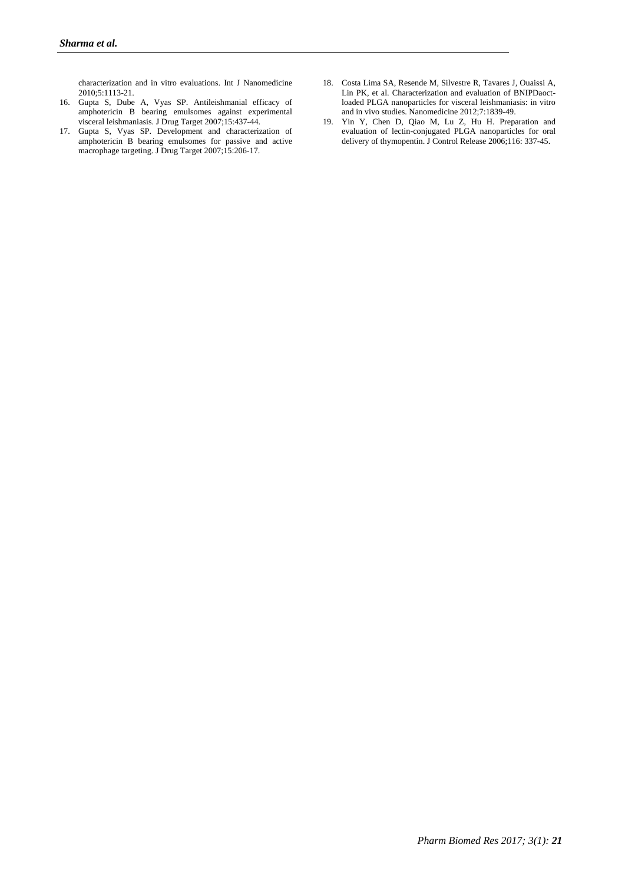characterization and in vitro evaluations. Int J Nanomedicine 2010;5:1113-21.

16. Gupta S, Dube A, Vyas SP. Antileishmanial efficacy of amphotericin B bearing emulsomes against experimental visceral leishmaniasis. J Drug Target 2007;15:437-44.
17. Gupta S, Vyas SP. Development and characterization of amphotericin B bearing emulsomes for passive and active macrophage targeting. J Drug Target 2007;15:206-17.
18. Costa Lima SA, Resende M, Silvestre R, Tavares J, Ouaissi A, Lin PK, et al. Characterization and evaluation of BNIPDaoct-loaded PLGA nanoparticles for visceral leishmaniasis: in vitro and in vivo studies. Nanomedicine 2012;7:1839-49.
19. Yin Y, Chen D, Qiao M, Lu Z, Hu H. Preparation and evaluation of lectin-conjugated PLGA nanoparticles for oral delivery of thymopentin. J Control Release 2006;116: 337-45.